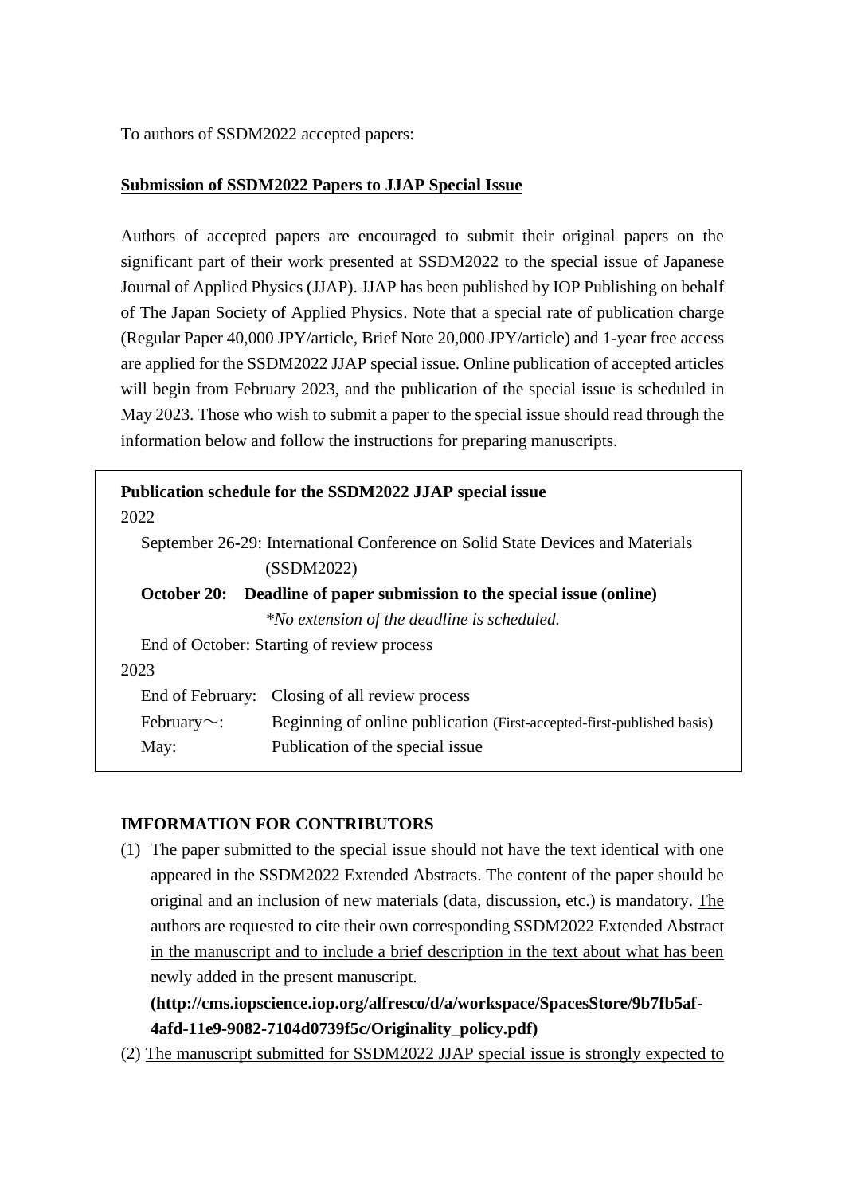To authors of SSDM2022 accepted papers:

## Submission of SSDM2022 Papers to JJAP Special Issue

Authors of accepted papers are encouraged to submit their original papers on the significant part of their work presented at SSDM2022 to the special issue of Japanese Journal of Applied Physics (JJAP). JJAP has been published by IOP Publishing on behalf of The Japan Society of Applied Physics. Note that a special rate of publication charge (Regular Paper 40,000 JPY/article, Brief Note 20,000 JPY/article) and 1-year free access are applied for the SSDM2022 JJAP special issue. Online publication of accepted articles will begin from February 2023, and the publication of the special issue is scheduled in May 2023. Those who wish to submit a paper to the special issue should read through the information below and follow the instructions for preparing manuscripts.

**Publication schedule for the SSDM2022 JJAP special issue**

2022

- September 26-29: International Conference on Solid State Devices and Materials (SSDM2022)
- **October 20: Deadline of paper submission to the special issue (online)**
  *\*No extension of the deadline is scheduled.*
- End of October: Starting of review process

2023

- End of February: Closing of all review process
- February～: Beginning of online publication (First-accepted-first-published basis)
- May: Publication of the special issue

### IMFORMATION FOR CONTRIBUTORS

(1) The paper submitted to the special issue should not have the text identical with one appeared in the SSDM2022 Extended Abstracts. The content of the paper should be original and an inclusion of new materials (data, discussion, etc.) is mandatory. The authors are requested to cite their own corresponding SSDM2022 Extended Abstract in the manuscript and to include a brief description in the text about what has been newly added in the present manuscript.
**(http://cms.iopscience.iop.org/alfresco/d/a/workspace/SpacesStore/9b7fb5af-4afd-11e9-9082-7104d0739f5c/Originality_policy.pdf)**

(2) The manuscript submitted for SSDM2022 JJAP special issue is strongly expected to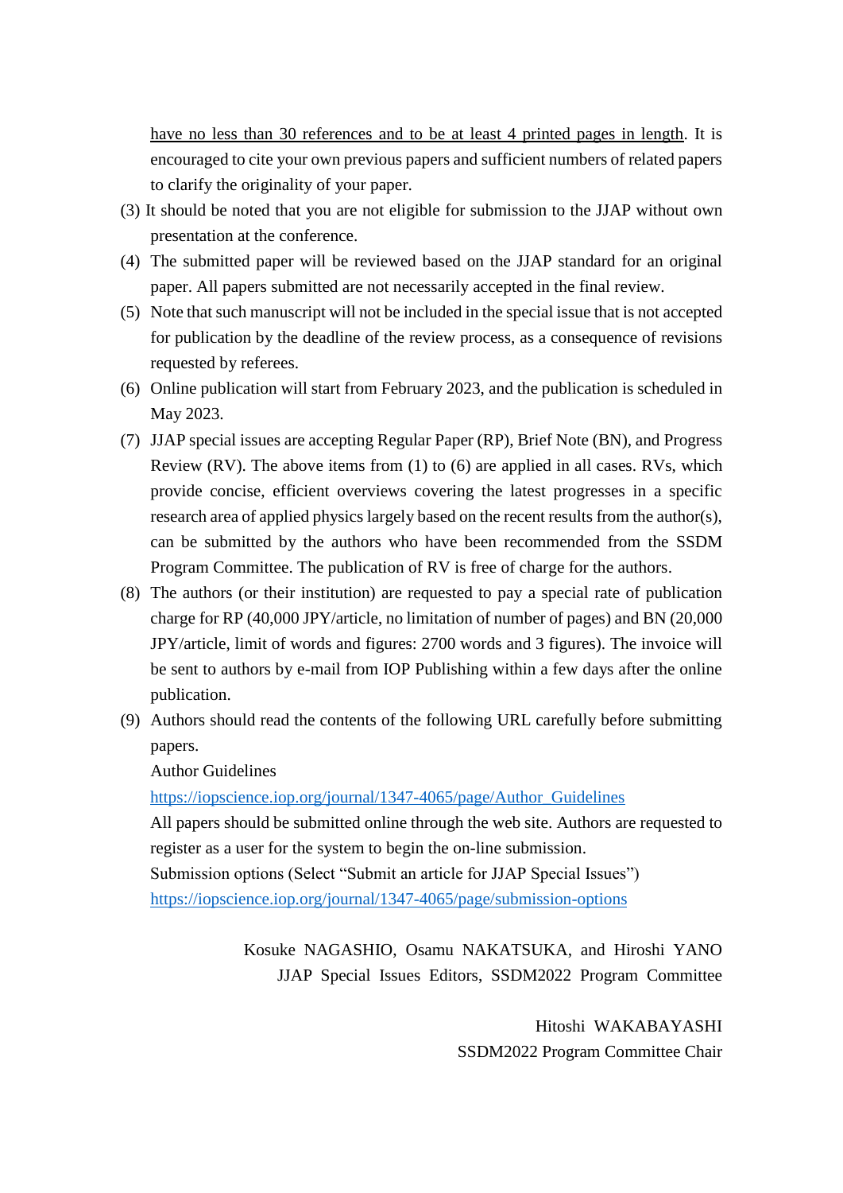have no less than 30 references and to be at least 4 printed pages in length. It is encouraged to cite your own previous papers and sufficient numbers of related papers to clarify the originality of your paper.

(3) It should be noted that you are not eligible for submission to the JJAP without own presentation at the conference.

(4) The submitted paper will be reviewed based on the JJAP standard for an original paper. All papers submitted are not necessarily accepted in the final review.

(5) Note that such manuscript will not be included in the special issue that is not accepted for publication by the deadline of the review process, as a consequence of revisions requested by referees.

(6) Online publication will start from February 2023, and the publication is scheduled in May 2023.

(7) JJAP special issues are accepting Regular Paper (RP), Brief Note (BN), and Progress Review (RV). The above items from (1) to (6) are applied in all cases. RVs, which provide concise, efficient overviews covering the latest progresses in a specific research area of applied physics largely based on the recent results from the author(s), can be submitted by the authors who have been recommended from the SSDM Program Committee. The publication of RV is free of charge for the authors.

(8) The authors (or their institution) are requested to pay a special rate of publication charge for RP (40,000 JPY/article, no limitation of number of pages) and BN (20,000 JPY/article, limit of words and figures: 2700 words and 3 figures). The invoice will be sent to authors by e-mail from IOP Publishing within a few days after the online publication.

(9) Authors should read the contents of the following URL carefully before submitting papers.

Author Guidelines

https://iopscience.iop.org/journal/1347-4065/page/Author_Guidelines

All papers should be submitted online through the web site. Authors are requested to register as a user for the system to begin the on-line submission.

Submission options (Select "Submit an article for JJAP Special Issues")

https://iopscience.iop.org/journal/1347-4065/page/submission-options

Kosuke NAGASHIO, Osamu NAKATSUKA, and Hiroshi YANO
JJAP Special Issues Editors, SSDM2022 Program Committee

Hitoshi WAKABAYASHI
SSDM2022 Program Committee Chair